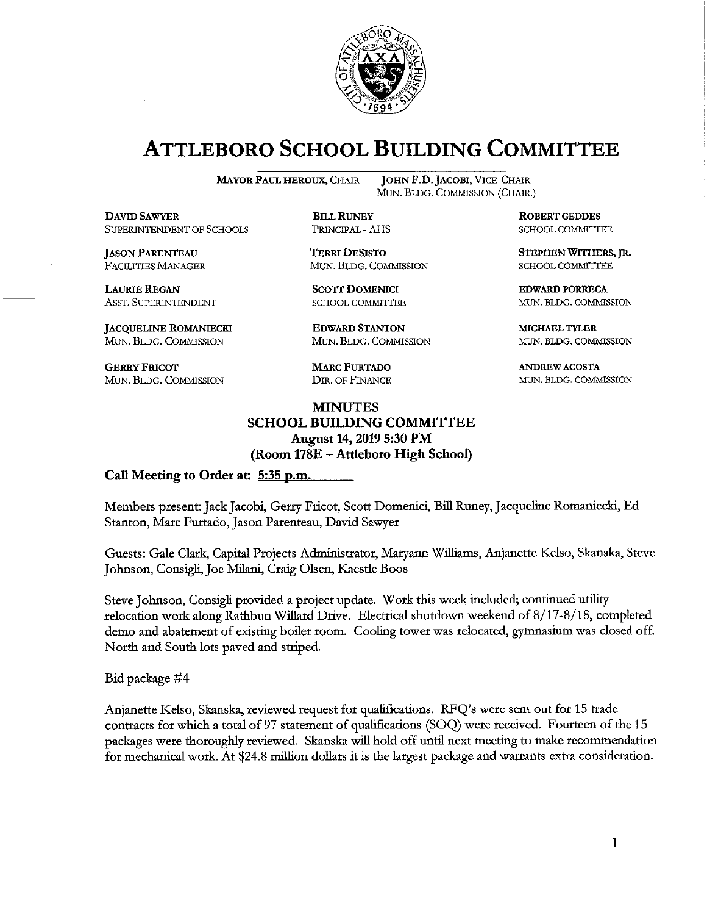# ATTLEBORO SCHOOL BUILDING COMMITTEE

**MAYOR PAUL HEROUX**, CHAIR  **JOHN F.D. JACOBI**, VICE-CHAIR
MUN. BLDG. COMMISSION (CHAIR.)

| | | |
|---|---|---|
| **DAVID SAWYER**<br>SUPERINTENDENT OF SCHOOLS | **BILL RUNEY**<br>PRINCIPAL - AHS | **ROBERT GEDDES**<br>SCHOOL COMMITTEE |
| **JASON PARENTEAU**<br>FACILITIES MANAGER | **TERRI DESISTO**<br>MUN. BLDG. COMMISSION | **STEPHEN WITHERS, JR.**<br>SCHOOL COMMITTEE |
| **LAURIE REGAN**<br>ASST. SUPERINTENDENT | **SCOTT DOMENICI**<br>SCHOOL COMMITTEE | **EDWARD PORRECA**<br>MUN. BLDG. COMMISSION |
| **JACQUELINE ROMANIECKI**<br>MUN. BLDG. COMMISSION | **EDWARD STANTON**<br>MUN. BLDG. COMMISSION | **MICHAEL TYLER**<br>MUN. BLDG. COMMISSION |
| **GERRY FRICOT**<br>MUN. BLDG. COMMISSION | **MARC FURTADO**<br>DIR. OF FINANCE | **ANDREW ACOSTA**<br>MUN. BLDG. COMMISSION |

## MINUTES
## SCHOOL BUILDING COMMITTEE
**August 14, 2019 5:30 PM**
**(Room 178E – Attleboro High School)**

**Call Meeting to Order at: 5:35 p.m.**

Members present: Jack Jacobi, Gerry Fricot, Scott Domenici, Bill Runey, Jacqueline Romaniecki, Ed Stanton, Marc Furtado, Jason Parenteau, David Sawyer

Guests: Gale Clark, Capital Projects Administrator, Maryann Williams, Anjanette Kelso, Skanska, Steve Johnson, Consigli, Joe Milani, Craig Olsen, Kaestle Boos

Steve Johnson, Consigli provided a project update. Work this week included; continued utility relocation work along Rathbun Willard Drive. Electrical shutdown weekend of 8/17-8/18, completed demo and abatement of existing boiler room. Cooling tower was relocated, gymnasium was closed off. North and South lots paved and striped.

Bid package #4

Anjanette Kelso, Skanska, reviewed request for qualifications. RFQ's were sent out for 15 trade contracts for which a total of 97 statement of qualifications (SOQ) were received. Fourteen of the 15 packages were thoroughly reviewed. Skanska will hold off until next meeting to make recommendation for mechanical work. At $24.8 million dollars it is the largest package and warrants extra consideration.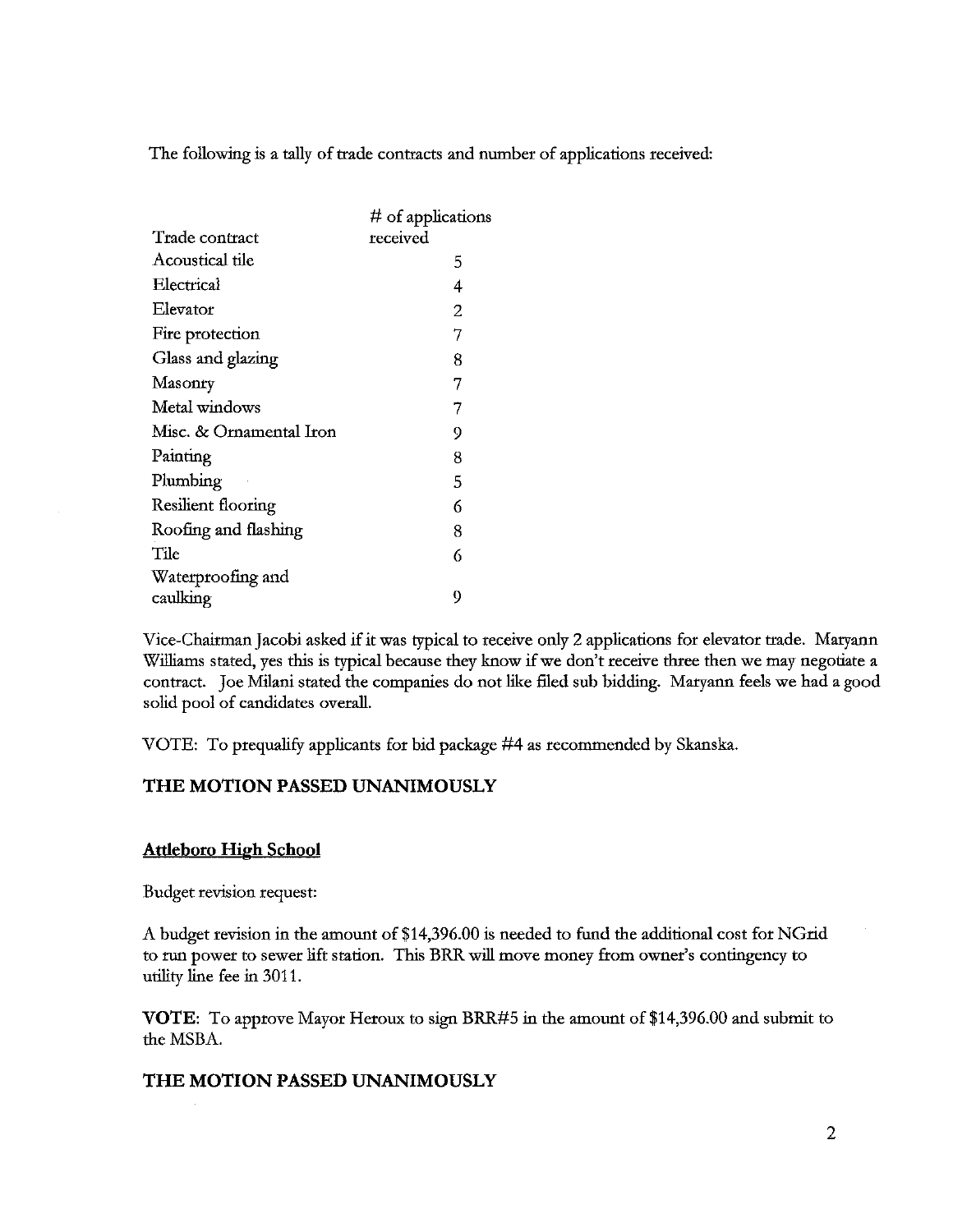The following is a tally of trade contracts and number of applications received:

| Trade contract | # of applications received |
|---|---|
| Acoustical tile | 5 |
| Electrical | 4 |
| Elevator | 2 |
| Fire protection | 7 |
| Glass and glazing | 8 |
| Masonry | 7 |
| Metal windows | 7 |
| Misc. & Ornamental Iron | 9 |
| Painting | 8 |
| Plumbing | 5 |
| Resilient flooring | 6 |
| Roofing and flashing | 8 |
| Tile | 6 |
| Waterproofing and caulking | 9 |

Vice-Chairman Jacobi asked if it was typical to receive only 2 applications for elevator trade. Maryann Williams stated, yes this is typical because they know if we don't receive three then we may negotiate a contract. Joe Milani stated the companies do not like filed sub bidding. Maryann feels we had a good solid pool of candidates overall.

VOTE: To prequalify applicants for bid package #4 as recommended by Skanska.

**THE MOTION PASSED UNANIMOUSLY**

**Attleboro High School**

Budget revision request:

A budget revision in the amount of $14,396.00 is needed to fund the additional cost for NGrid to run power to sewer lift station. This BRR will move money from owner's contingency to utility line fee in 3011.

**VOTE**: To approve Mayor Heroux to sign BRR#5 in the amount of $14,396.00 and submit to the MSBA.

**THE MOTION PASSED UNANIMOUSLY**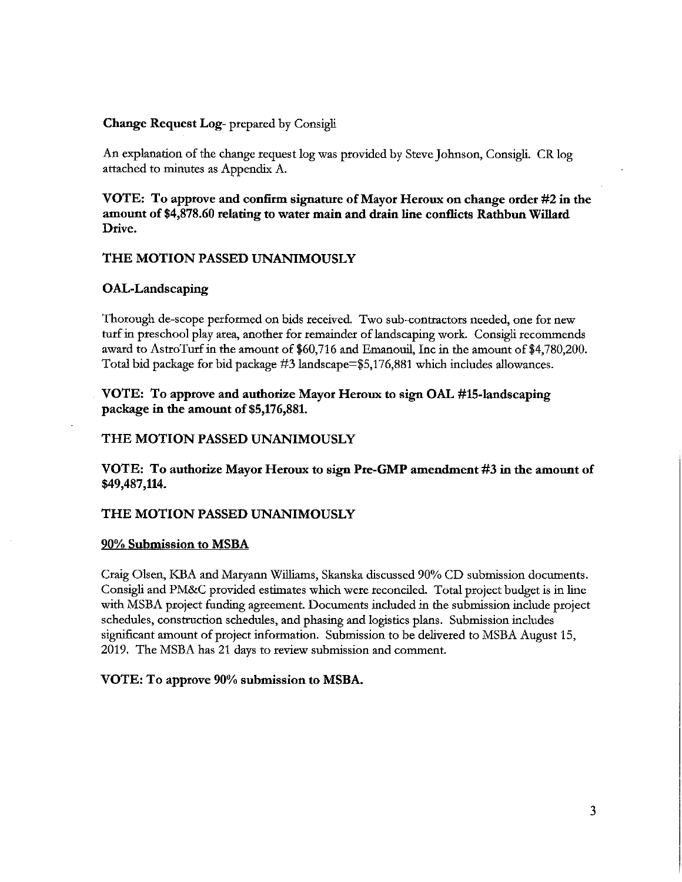**Change Request Log**- prepared by Consigli

An explanation of the change request log was provided by Steve Johnson, Consigli. CR log attached to minutes as Appendix A.

**VOTE: To approve and confirm signature of Mayor Heroux on change order #2 in the amount of $4,878.60 relating to water main and drain line conflicts Rathbun Willard Drive.**

**THE MOTION PASSED UNANIMOUSLY**

**OAL-Landscaping**

Thorough de-scope performed on bids received. Two sub-contractors needed, one for new turf in preschool play area, another for remainder of landscaping work. Consigli recommends award to AstroTurf in the amount of $60,716 and Emanouil, Inc in the amount of $4,780,200. Total bid package for bid package #3 landscape=$5,176,881 which includes allowances.

**VOTE: To approve and authorize Mayor Heroux to sign OAL #15-landscaping package in the amount of $5,176,881.**

**THE MOTION PASSED UNANIMOUSLY**

**VOTE: To authorize Mayor Heroux to sign Pre-GMP amendment #3 in the amount of $49,487,114.**

**THE MOTION PASSED UNANIMOUSLY**

**90% Submission to MSBA**

Craig Olsen, KBA and Maryann Williams, Skanska discussed 90% CD submission documents. Consigli and PM&C provided estimates which were reconciled. Total project budget is in line with MSBA project funding agreement. Documents included in the submission include project schedules, construction schedules, and phasing and logistics plans. Submission includes significant amount of project information. Submission to be delivered to MSBA August 15, 2019. The MSBA has 21 days to review submission and comment.

**VOTE: To approve 90% submission to MSBA.**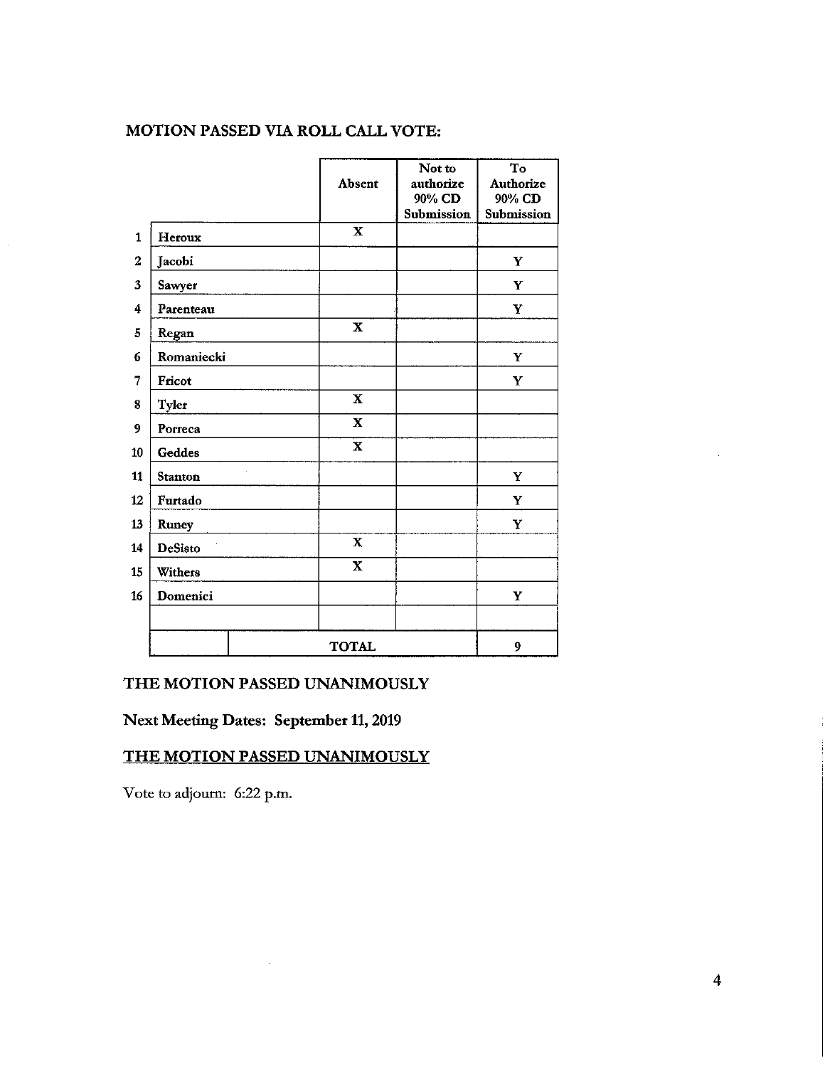**MOTION PASSED VIA ROLL CALL VOTE:**

| | | Absent | Not to authorize 90% CD Submission | To Authorize 90% CD Submission |
|---|---|---|---|---|
| 1 | Heroux | X | | |
| 2 | Jacobi | | | Y |
| 3 | Sawyer | | | Y |
| 4 | Parenteau | | | Y |
| 5 | Regan | X | | |
| 6 | Romaniecki | | | Y |
| 7 | Fricot | | | Y |
| 8 | Tyler | X | | |
| 9 | Porreca | X | | |
| 10 | Geddes | X | | |
| 11 | Stanton | | | Y |
| 12 | Furtado | | | Y |
| 13 | Runey | | | Y |
| 14 | DeSisto | X | | |
| 15 | Withers | X | | |
| 16 | Domenici | | | Y |
| | | | | |
| | | TOTAL | | 9 |

**THE MOTION PASSED UNANIMOUSLY**

**Next Meeting Dates: September 11, 2019**

**THE MOTION PASSED UNANIMOUSLY**

Vote to adjourn: 6:22 p.m.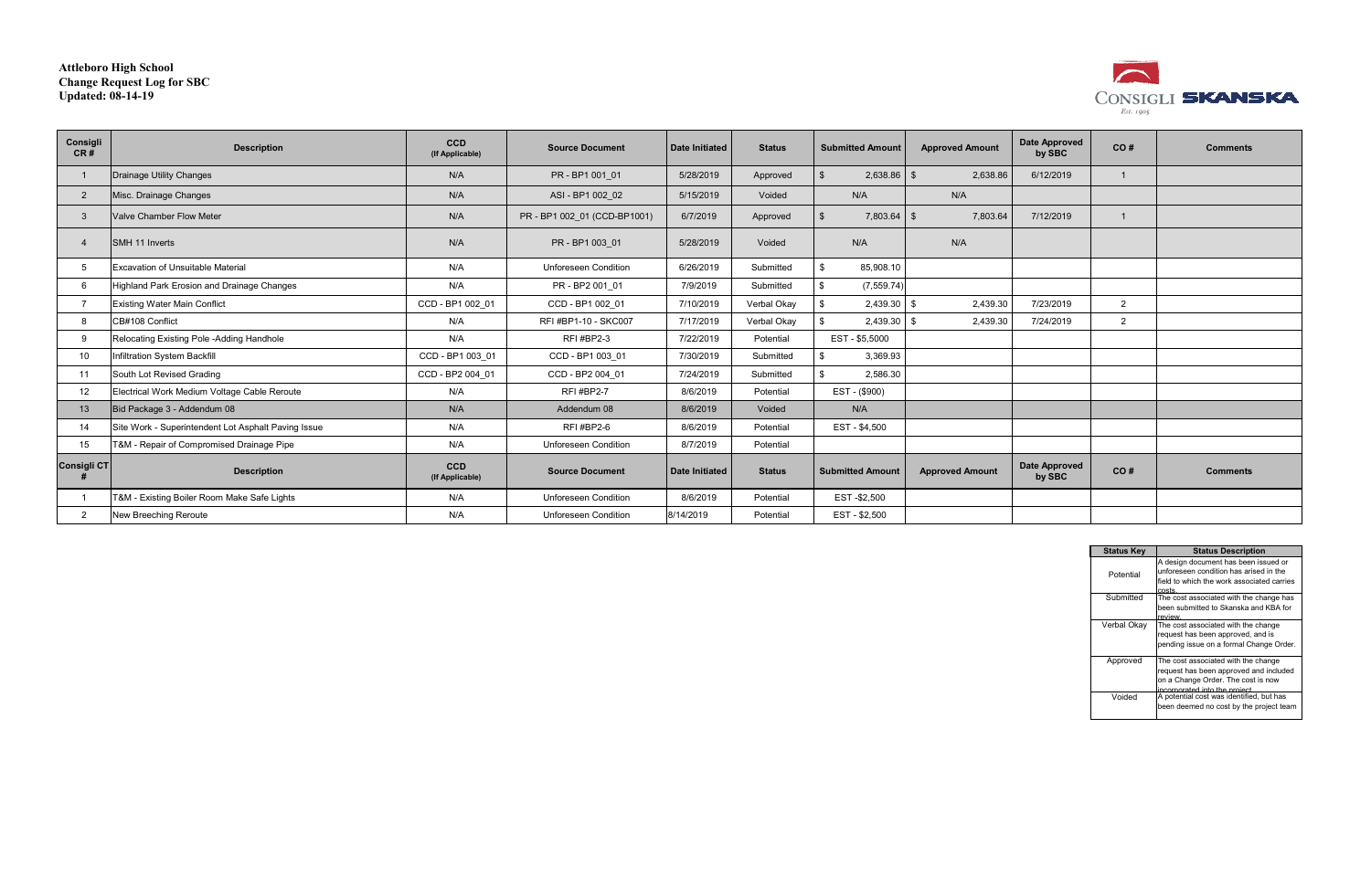**Attleboro High School**
**Change Request Log for SBC**
**Updated: 08-14-19**

CONSIGLI SKANSKA
Est. 1905

| Consigli CR # | Description | CCD (If Applicable) | Source Document | Date Initiated | Status | Submitted Amount | Approved Amount | Date Approved by SBC | CO # | Comments |
|---|---|---|---|---|---|---|---|---|---|---|
| 1 | Drainage Utility Changes | N/A | PR - BP1 001_01 | 5/28/2019 | Approved | $ 2,638.86 | $ 2,638.86 | 6/12/2019 | 1 | |
| 2 | Misc. Drainage Changes | N/A | ASI - BP1 002_02 | 5/15/2019 | Voided | N/A | N/A | | | |
| 3 | Valve Chamber Flow Meter | N/A | PR - BP1 002_01 (CCD-BP1001) | 6/7/2019 | Approved | $ 7,803.64 | $ 7,803.64 | 7/12/2019 | 1 | |
| 4 | SMH 11 Inverts | N/A | PR - BP1 003_01 | 5/28/2019 | Voided | N/A | N/A | | | |
| 5 | Excavation of Unsuitable Material | N/A | Unforeseen Condition | 6/26/2019 | Submitted | $ 85,908.10 | | | | |
| 6 | Highland Park Erosion and Drainage Changes | N/A | PR - BP2 001_01 | 7/9/2019 | Submitted | $ (7,559.74) | | | | |
| 7 | Existing Water Main Conflict | CCD - BP1 002_01 | CCD - BP1 002_01 | 7/10/2019 | Verbal Okay | $ 2,439.30 | $ 2,439.30 | 7/23/2019 | 2 | |
| 8 | CB#108 Conflict | N/A | RFI #BP1-10 - SKC007 | 7/17/2019 | Verbal Okay | $ 2,439.30 | $ 2,439.30 | 7/24/2019 | 2 | |
| 9 | Relocating Existing Pole -Adding Handhole | N/A | RFI #BP2-3 | 7/22/2019 | Potential | EST - $5,5000 | | | | |
| 10 | Infiltration System Backfill | CCD - BP1 003_01 | CCD - BP1 003_01 | 7/30/2019 | Submitted | $ 3,369.93 | | | | |
| 11 | South Lot Revised Grading | CCD - BP2 004_01 | CCD - BP2 004_01 | 7/24/2019 | Submitted | $ 2,586.30 | | | | |
| 12 | Electrical Work Medium Voltage Cable Reroute | N/A | RFI #BP2-7 | 8/6/2019 | Potential | EST - ($900) | | | | |
| 13 | Bid Package 3 - Addendum 08 | N/A | Addendum 08 | 8/6/2019 | Voided | N/A | | | | |
| 14 | Site Work - Superintendent Lot Asphalt Paving Issue | N/A | RFI #BP2-6 | 8/6/2019 | Potential | EST - $4,500 | | | | |
| 15 | T&M - Repair of Compromised Drainage Pipe | N/A | Unforeseen Condition | 8/7/2019 | Potential | | | | | |
| **Consigli CT #** | **Description** | **CCD (If Applicable)** | **Source Document** | **Date Initiated** | **Status** | **Submitted Amount** | **Approved Amount** | **Date Approved by SBC** | **CO #** | **Comments** |
| 1 | T&M - Existing Boiler Room Make Safe Lights | N/A | Unforeseen Condition | 8/6/2019 | Potential | EST -$2,500 | | | | |
| 2 | New Breeching Reroute | N/A | Unforeseen Condition | 8/14/2019 | Potential | EST - $2,500 | | | | |

| Status Key | Status Description |
|---|---|
| Potential | A design document has been issued or unforeseen condition has arised in the field to which the work associated carries costs. |
| Submitted | The cost associated with the change has been submitted to Skanska and KBA for review. |
| Verbal Okay | The cost associated with the change request has been approved, and is pending issue on a formal Change Order. |
| Approved | The cost associated with the change request has been approved and included on a Change Order. The cost is now incorporated into the project. |
| Voided | A potential cost was identified, but has been deemed no cost by the project team |